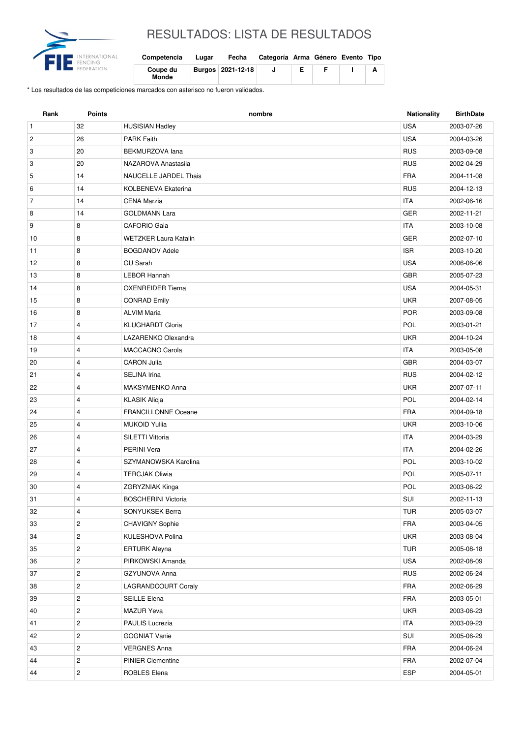# RESULTADOS: LISTA DE RESULTADOS

| Competencia | Lugar | Fecha | Categoría | Arma | Género | Evento | Tipo |
|---|---|---|---|---|---|---|---|
| Coupe du Monde | Burgos | 2021-12-18 | J | E | F | I | A |

* Los resultados de las competiciones marcados con asterisco no fueron validados.

| Rank | Points | nombre | Nationality | BirthDate |
|---|---|---|---|---|
| 1 | 32 | HUSISIAN Hadley | USA | 2003-07-26 |
| 2 | 26 | PARK Faith | USA | 2004-03-26 |
| 3 | 20 | BEKMURZOVA Iana | RUS | 2003-09-08 |
| 3 | 20 | NAZAROVA Anastasiia | RUS | 2002-04-29 |
| 5 | 14 | NAUCELLE JARDEL Thais | FRA | 2004-11-08 |
| 6 | 14 | KOLBENEVA Ekaterina | RUS | 2004-12-13 |
| 7 | 14 | CENA Marzia | ITA | 2002-06-16 |
| 8 | 14 | GOLDMANN Lara | GER | 2002-11-21 |
| 9 | 8 | CAFORIO Gaia | ITA | 2003-10-08 |
| 10 | 8 | WETZKER Laura Katalin | GER | 2002-07-10 |
| 11 | 8 | BOGDANOV Adele | ISR | 2003-10-20 |
| 12 | 8 | GU Sarah | USA | 2006-06-06 |
| 13 | 8 | LEBOR Hannah | GBR | 2005-07-23 |
| 14 | 8 | OXENREIDER Tierna | USA | 2004-05-31 |
| 15 | 8 | CONRAD Emily | UKR | 2007-08-05 |
| 16 | 8 | ALVIM Maria | POR | 2003-09-08 |
| 17 | 4 | KLUGHARDT Gloria | POL | 2003-01-21 |
| 18 | 4 | LAZARENKO Olexandra | UKR | 2004-10-24 |
| 19 | 4 | MACCAGNO Carola | ITA | 2003-05-08 |
| 20 | 4 | CARON Julia | GBR | 2004-03-07 |
| 21 | 4 | SELINA Irina | RUS | 2004-02-12 |
| 22 | 4 | MAKSYMENKO Anna | UKR | 2007-07-11 |
| 23 | 4 | KLASIK Alicja | POL | 2004-02-14 |
| 24 | 4 | FRANCILLONNE Oceane | FRA | 2004-09-18 |
| 25 | 4 | MUKOID Yuliia | UKR | 2003-10-06 |
| 26 | 4 | SILETTI Vittoria | ITA | 2004-03-29 |
| 27 | 4 | PERINI Vera | ITA | 2004-02-26 |
| 28 | 4 | SZYMANOWSKA Karolina | POL | 2003-10-02 |
| 29 | 4 | TERCJAK Oliwia | POL | 2005-07-11 |
| 30 | 4 | ZGRYZNIAK Kinga | POL | 2003-06-22 |
| 31 | 4 | BOSCHERINI Victoria | SUI | 2002-11-13 |
| 32 | 4 | SONYUKSEK Berra | TUR | 2005-03-07 |
| 33 | 2 | CHAVIGNY Sophie | FRA | 2003-04-05 |
| 34 | 2 | KULESHOVA Polina | UKR | 2003-08-04 |
| 35 | 2 | ERTURK Aleyna | TUR | 2005-08-18 |
| 36 | 2 | PIRKOWSKI Amanda | USA | 2002-08-09 |
| 37 | 2 | GZYUNOVA Anna | RUS | 2002-06-24 |
| 38 | 2 | LAGRANDCOURT Coraly | FRA | 2002-06-29 |
| 39 | 2 | SEILLE Elena | FRA | 2003-05-01 |
| 40 | 2 | MAZUR Yeva | UKR | 2003-06-23 |
| 41 | 2 | PAULIS Lucrezia | ITA | 2003-09-23 |
| 42 | 2 | GOGNIAT Vanie | SUI | 2005-06-29 |
| 43 | 2 | VERGNES Anna | FRA | 2004-06-24 |
| 44 | 2 | PINIER Clementine | FRA | 2002-07-04 |
| 44 | 2 | ROBLES Elena | ESP | 2004-05-01 |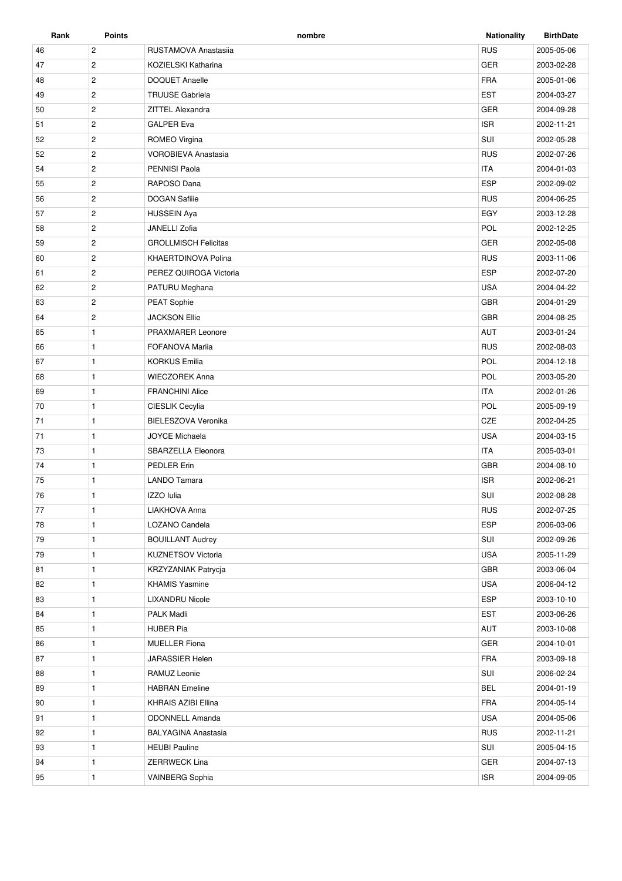| Rank | Points | nombre | Nationality | BirthDate |
|---|---|---|---|---|
| 46 | 2 | RUSTAMOVA Anastasiia | RUS | 2005-05-06 |
| 47 | 2 | KOZIELSKI Katharina | GER | 2003-02-28 |
| 48 | 2 | DOQUET Anaelle | FRA | 2005-01-06 |
| 49 | 2 | TRUUSE Gabriela | EST | 2004-03-27 |
| 50 | 2 | ZITTEL Alexandra | GER | 2004-09-28 |
| 51 | 2 | GALPER Eva | ISR | 2002-11-21 |
| 52 | 2 | ROMEO Virgina | SUI | 2002-05-28 |
| 52 | 2 | VOROBIEVA Anastasia | RUS | 2002-07-26 |
| 54 | 2 | PENNISI Paola | ITA | 2004-01-03 |
| 55 | 2 | RAPOSO Dana | ESP | 2002-09-02 |
| 56 | 2 | DOGAN Safiiie | RUS | 2004-06-25 |
| 57 | 2 | HUSSEIN Aya | EGY | 2003-12-28 |
| 58 | 2 | JANELLI Zofia | POL | 2002-12-25 |
| 59 | 2 | GROLLMISCH Felicitas | GER | 2002-05-08 |
| 60 | 2 | KHAERTDINOVA Polina | RUS | 2003-11-06 |
| 61 | 2 | PEREZ QUIROGA Victoria | ESP | 2002-07-20 |
| 62 | 2 | PATURU Meghana | USA | 2004-04-22 |
| 63 | 2 | PEAT Sophie | GBR | 2004-01-29 |
| 64 | 2 | JACKSON Ellie | GBR | 2004-08-25 |
| 65 | 1 | PRAXMARER Leonore | AUT | 2003-01-24 |
| 66 | 1 | FOFANOVA Mariia | RUS | 2002-08-03 |
| 67 | 1 | KORKUS Emilia | POL | 2004-12-18 |
| 68 | 1 | WIECZOREK Anna | POL | 2003-05-20 |
| 69 | 1 | FRANCHINI Alice | ITA | 2002-01-26 |
| 70 | 1 | CIESLIK Cecylia | POL | 2005-09-19 |
| 71 | 1 | BIELESZOVA Veronika | CZE | 2002-04-25 |
| 71 | 1 | JOYCE Michaela | USA | 2004-03-15 |
| 73 | 1 | SBARZELLA Eleonora | ITA | 2005-03-01 |
| 74 | 1 | PEDLER Erin | GBR | 2004-08-10 |
| 75 | 1 | LANDO Tamara | ISR | 2002-06-21 |
| 76 | 1 | IZZO Iulia | SUI | 2002-08-28 |
| 77 | 1 | LIAKHOVA Anna | RUS | 2002-07-25 |
| 78 | 1 | LOZANO Candela | ESP | 2006-03-06 |
| 79 | 1 | BOUILLANT Audrey | SUI | 2002-09-26 |
| 79 | 1 | KUZNETSOV Victoria | USA | 2005-11-29 |
| 81 | 1 | KRZYZANIAK Patrycja | GBR | 2003-06-04 |
| 82 | 1 | KHAMIS Yasmine | USA | 2006-04-12 |
| 83 | 1 | LIXANDRU Nicole | ESP | 2003-10-10 |
| 84 | 1 | PALK Madli | EST | 2003-06-26 |
| 85 | 1 | HUBER Pia | AUT | 2003-10-08 |
| 86 | 1 | MUELLER Fiona | GER | 2004-10-01 |
| 87 | 1 | JARASSIER Helen | FRA | 2003-09-18 |
| 88 | 1 | RAMUZ Leonie | SUI | 2006-02-24 |
| 89 | 1 | HABRAN Emeline | BEL | 2004-01-19 |
| 90 | 1 | KHRAIS AZIBI Ellina | FRA | 2004-05-14 |
| 91 | 1 | ODONNELL Amanda | USA | 2004-05-06 |
| 92 | 1 | BALYAGINA Anastasia | RUS | 2002-11-21 |
| 93 | 1 | HEUBI Pauline | SUI | 2005-04-15 |
| 94 | 1 | ZERRWECK Lina | GER | 2004-07-13 |
| 95 | 1 | VAINBERG Sophia | ISR | 2004-09-05 |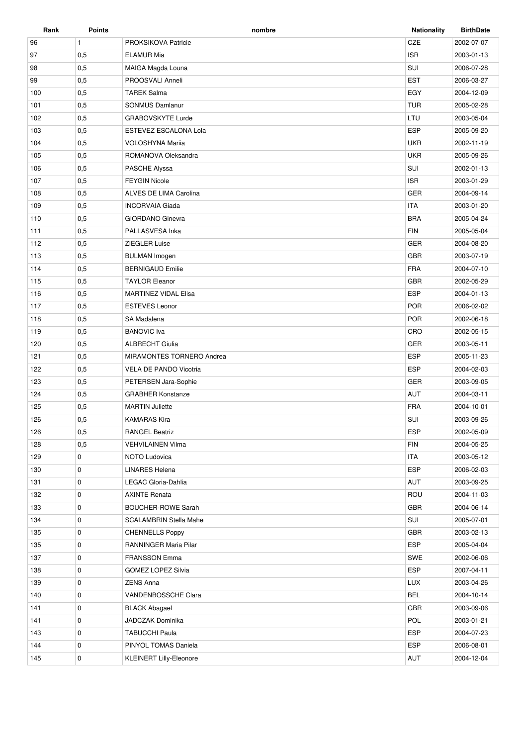| Rank | Points | nombre | Nationality | BirthDate |
|---|---|---|---|---|
| 96 | 1 | PROKSIKOVA Patricie | CZE | 2002-07-07 |
| 97 | 0,5 | ELAMUR Mia | ISR | 2003-01-13 |
| 98 | 0,5 | MAIGA Magda Louna | SUI | 2006-07-28 |
| 99 | 0,5 | PROOSVALI Anneli | EST | 2006-03-27 |
| 100 | 0,5 | TAREK Salma | EGY | 2004-12-09 |
| 101 | 0,5 | SONMUS Damlanur | TUR | 2005-02-28 |
| 102 | 0,5 | GRABOVSKYTE Lurde | LTU | 2003-05-04 |
| 103 | 0,5 | ESTEVEZ ESCALONA Lola | ESP | 2005-09-20 |
| 104 | 0,5 | VOLOSHYNA Mariia | UKR | 2002-11-19 |
| 105 | 0,5 | ROMANOVA Oleksandra | UKR | 2005-09-26 |
| 106 | 0,5 | PASCHE Alyssa | SUI | 2002-01-13 |
| 107 | 0,5 | FEYGIN Nicole | ISR | 2003-01-29 |
| 108 | 0,5 | ALVES DE LIMA Carolina | GER | 2004-09-14 |
| 109 | 0,5 | INCORVAIA Giada | ITA | 2003-01-20 |
| 110 | 0,5 | GIORDANO Ginevra | BRA | 2005-04-24 |
| 111 | 0,5 | PALLASVESA Inka | FIN | 2005-05-04 |
| 112 | 0,5 | ZIEGLER Luise | GER | 2004-08-20 |
| 113 | 0,5 | BULMAN Imogen | GBR | 2003-07-19 |
| 114 | 0,5 | BERNIGAUD Emilie | FRA | 2004-07-10 |
| 115 | 0,5 | TAYLOR Eleanor | GBR | 2002-05-29 |
| 116 | 0,5 | MARTINEZ VIDAL Elisa | ESP | 2004-01-13 |
| 117 | 0,5 | ESTEVES Leonor | POR | 2006-02-02 |
| 118 | 0,5 | SA Madalena | POR | 2002-06-18 |
| 119 | 0,5 | BANOVIC Iva | CRO | 2002-05-15 |
| 120 | 0,5 | ALBRECHT Giulia | GER | 2003-05-11 |
| 121 | 0,5 | MIRAMONTES TORNERO Andrea | ESP | 2005-11-23 |
| 122 | 0,5 | VELA DE PANDO Vicotria | ESP | 2004-02-03 |
| 123 | 0,5 | PETERSEN Jara-Sophie | GER | 2003-09-05 |
| 124 | 0,5 | GRABHER Konstanze | AUT | 2004-03-11 |
| 125 | 0,5 | MARTIN Juliette | FRA | 2004-10-01 |
| 126 | 0,5 | KAMARAS Kira | SUI | 2003-09-26 |
| 126 | 0,5 | RANGEL Beatriz | ESP | 2002-05-09 |
| 128 | 0,5 | VEHVILAINEN Vilma | FIN | 2004-05-25 |
| 129 | 0 | NOTO Ludovica | ITA | 2003-05-12 |
| 130 | 0 | LINARES Helena | ESP | 2006-02-03 |
| 131 | 0 | LEGAC Gloria-Dahlia | AUT | 2003-09-25 |
| 132 | 0 | AXINTE Renata | ROU | 2004-11-03 |
| 133 | 0 | BOUCHER-ROWE Sarah | GBR | 2004-06-14 |
| 134 | 0 | SCALAMBRIN Stella Mahe | SUI | 2005-07-01 |
| 135 | 0 | CHENNELLS Poppy | GBR | 2003-02-13 |
| 135 | 0 | RANNINGER Maria Pilar | ESP | 2005-04-04 |
| 137 | 0 | FRANSSON Emma | SWE | 2002-06-06 |
| 138 | 0 | GOMEZ LOPEZ Silvia | ESP | 2007-04-11 |
| 139 | 0 | ZENS Anna | LUX | 2003-04-26 |
| 140 | 0 | VANDENBOSSCHE Clara | BEL | 2004-10-14 |
| 141 | 0 | BLACK Abagael | GBR | 2003-09-06 |
| 141 | 0 | JADCZAK Dominika | POL | 2003-01-21 |
| 143 | 0 | TABUCCHI Paula | ESP | 2004-07-23 |
| 144 | 0 | PINYOL TOMAS Daniela | ESP | 2006-08-01 |
| 145 | 0 | KLEINERT Lilly-Eleonore | AUT | 2004-12-04 |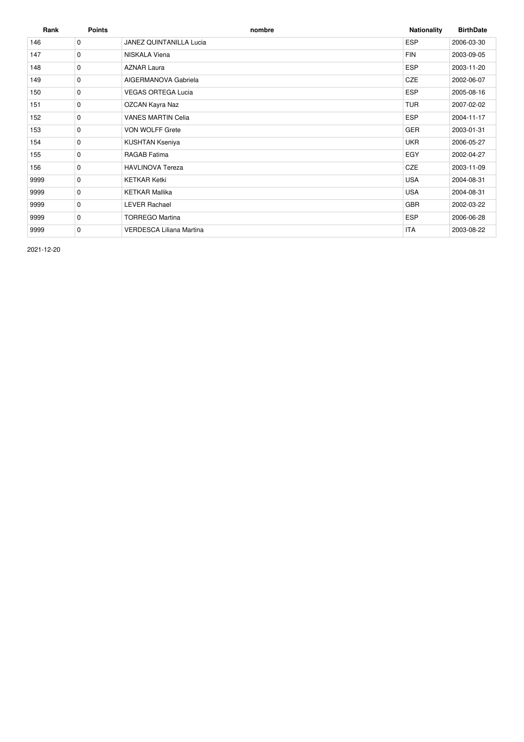| Rank | Points | nombre | Nationality | BirthDate |
|---|---|---|---|---|
| 146 | 0 | JANEZ QUINTANILLA Lucia | ESP | 2006-03-30 |
| 147 | 0 | NISKALA Viena | FIN | 2003-09-05 |
| 148 | 0 | AZNAR Laura | ESP | 2003-11-20 |
| 149 | 0 | AIGERMANOVA Gabriela | CZE | 2002-06-07 |
| 150 | 0 | VEGAS ORTEGA Lucia | ESP | 2005-08-16 |
| 151 | 0 | OZCAN Kayra Naz | TUR | 2007-02-02 |
| 152 | 0 | VANES MARTIN Celia | ESP | 2004-11-17 |
| 153 | 0 | VON WOLFF Grete | GER | 2003-01-31 |
| 154 | 0 | KUSHTAN Kseniya | UKR | 2006-05-27 |
| 155 | 0 | RAGAB Fatima | EGY | 2002-04-27 |
| 156 | 0 | HAVLINOVA Tereza | CZE | 2003-11-09 |
| 9999 | 0 | KETKAR Ketki | USA | 2004-08-31 |
| 9999 | 0 | KETKAR Mallika | USA | 2004-08-31 |
| 9999 | 0 | LEVER Rachael | GBR | 2002-03-22 |
| 9999 | 0 | TORREGO Martina | ESP | 2006-06-28 |
| 9999 | 0 | VERDESCA Liliana Martina | ITA | 2003-08-22 |

2021-12-20